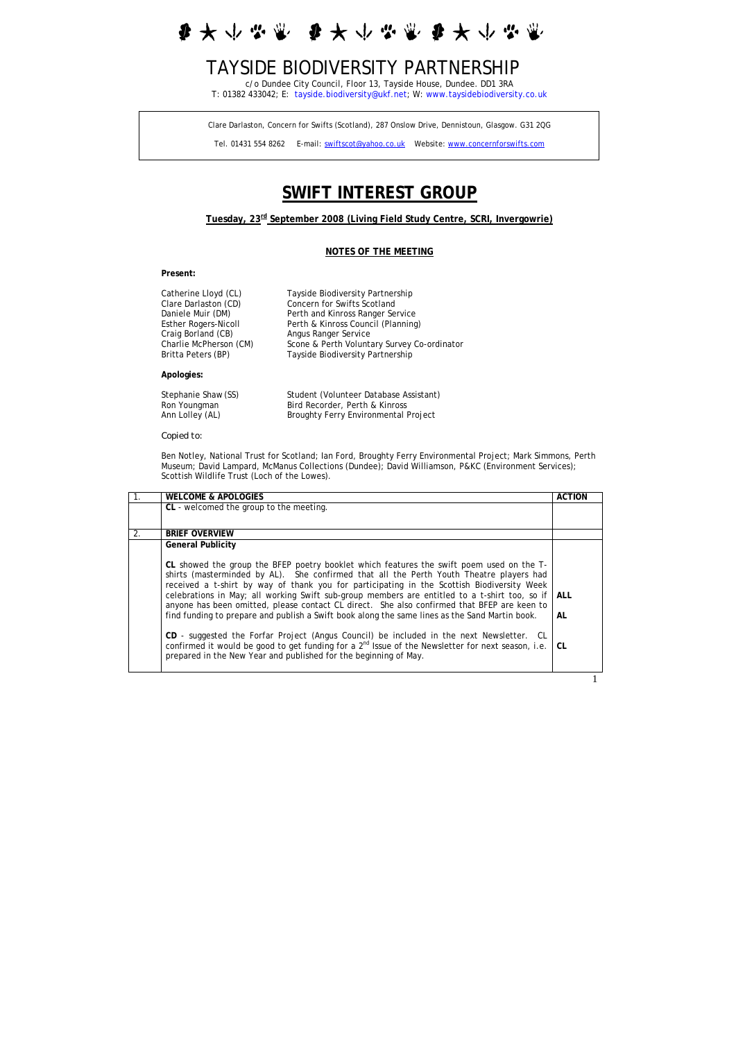# TAYSIDE BIODIVERSITY PARTNERSHIP

c/o Dundee City Council, Floor 13, Tayside House, Dundee. DD1 3RA
T: 01382 433042; E: tayside.biodiversity@ukf.net; W: www.taysidebiodiversity.co.uk

Clare Darlaston, Concern for Swifts (Scotland), 287 Onslow Drive, Dennistoun, Glasgow. G31 2QG

Tel. 01431 554 8262 E-mail: swiftscot@yahoo.co.uk Website: www.concernforswifts.com

# SWIFT INTEREST GROUP

**Tuesday, 23rd September 2008 (Living Field Study Centre, SCRI, Invergowrie)**

**NOTES OF THE MEETING**

**Present:**

| | |
|---|---|
| Catherine Lloyd (CL) | Tayside Biodiversity Partnership |
| Clare Darlaston (CD) | Concern for Swifts Scotland |
| Daniele Muir (DM) | Perth and Kinross Ranger Service |
| Esther Rogers-Nicoll | Perth & Kinross Council (Planning) |
| Craig Borland (CB) | Angus Ranger Service |
| Charlie McPherson (CM) | Scone & Perth Voluntary Survey Co-ordinator |
| Britta Peters (BP) | Tayside Biodiversity Partnership |

**Apologies:**

| | |
|---|---|
| Stephanie Shaw (SS) | Student (Volunteer Database Assistant) |
| Ron Youngman | Bird Recorder, Perth & Kinross |
| Ann Lolley (AL) | Broughty Ferry Environmental Project |

*Copied to:*

Ben Notley, National Trust for Scotland; Ian Ford, Broughty Ferry Environmental Project; Mark Simmons, Perth Museum; David Lampard, McManus Collections (Dundee); David Williamson, P&KC (Environment Services); Scottish Wildlife Trust (Loch of the Lowes).

| | | ACTION |
|---|---|---|
| 1. | **WELCOME & APOLOGIES** | |
| | **CL** - welcomed the group to the meeting. | |
| 2. | **BRIEF OVERVIEW** | |
| | **General Publicity**<br><br>**CL** showed the group the BFEP poetry booklet which features the swift poem used on the T-shirts (masterminded by AL). She confirmed that all the Perth Youth Theatre players had received a t-shirt by way of thank you for participating in the Scottish Biodiversity Week celebrations in May; all working Swift sub-group members are entitled to a t-shirt too, so if anyone has been omitted, please contact CL direct. She also confirmed that BFEP are keen to find funding to prepare and publish a Swift book along the same lines as the Sand Martin book. | **ALL**<br><br>**AL** |
| | **CD** - suggested the Forfar Project (Angus Council) be included in the next Newsletter. CL confirmed it would be good to get funding for a 2nd Issue of the Newsletter for next season, i.e. prepared in the New Year and published for the beginning of May. | **CL** |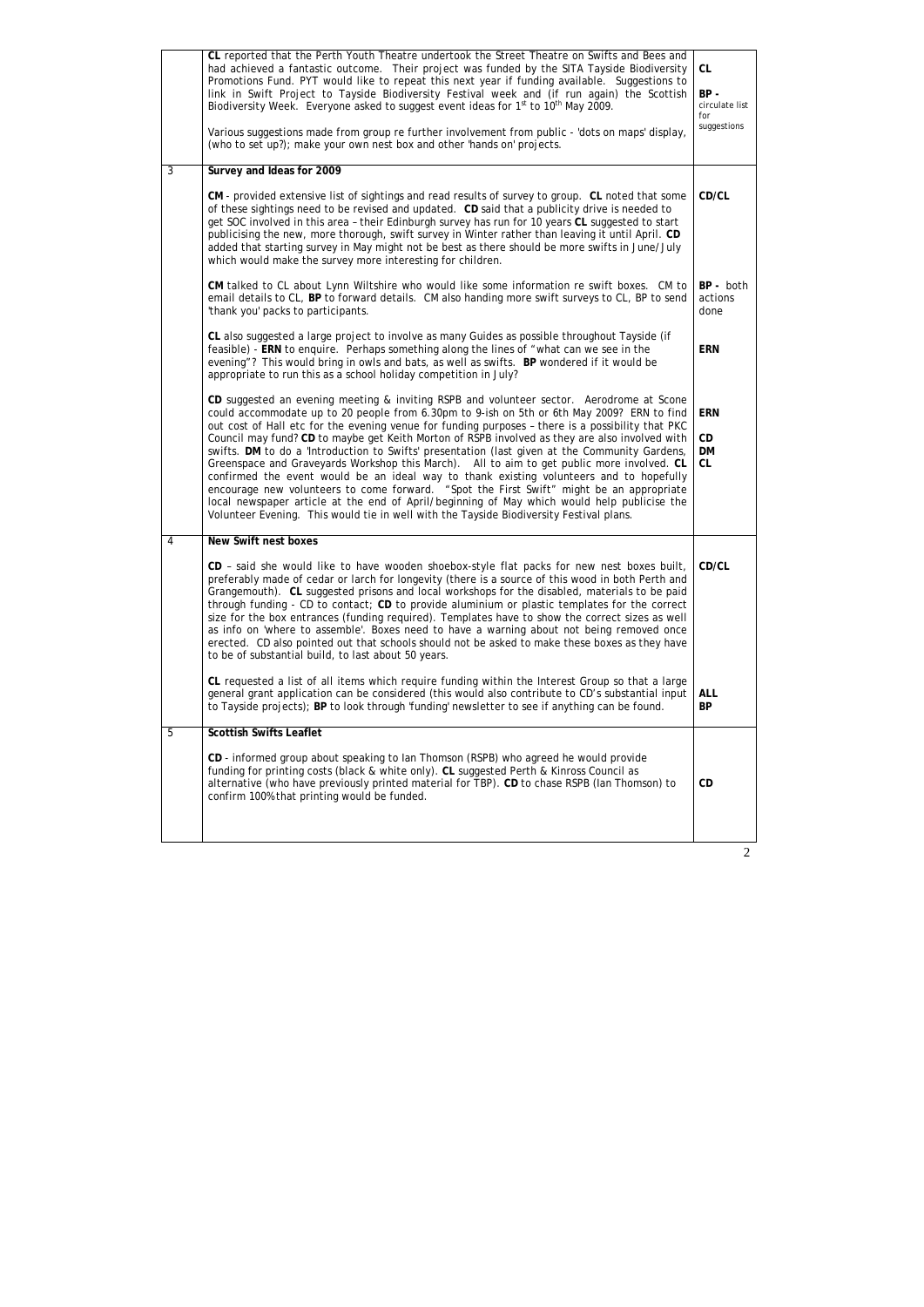|   |   |   |
|---|---|---|
|   | **CL** reported that the Perth Youth Theatre undertook the Street Theatre on Swifts and Bees and had achieved a fantastic outcome. Their project was funded by the SITA Tayside Biodiversity Promotions Fund. PYT would like to repeat this next year if funding available. Suggestions to link in Swift Project to Tayside Biodiversity Festival week and (if run again) the Scottish Biodiversity Week. Everyone asked to suggest event ideas for 1st to 10th May 2009.<br><br>Various suggestions made from group re further involvement from public - 'dots on maps' display, (who to set up?); make your own nest box and other 'hands on' projects. | **CL**<br><br>**BP** - circulate list for suggestions |
| 3 | **Survey and Ideas for 2009**<br><br>**CM** - provided extensive list of sightings and read results of survey to group. **CL** noted that some of these sightings need to be revised and updated. **CD** said that a publicity drive is needed to get SOC involved in this area – their Edinburgh survey has run for 10 years **CL** suggested to start publicising the new, more thorough, swift survey in Winter rather than leaving it until April. **CD** added that starting survey in May might not be best as there should be more swifts in June/July which would make the survey more interesting for children.<br><br>**CM** talked to CL about Lynn Wiltshire who would like some information re swift boxes. CM to email details to CL, **BP** to forward details. CM also handing more swift surveys to CL, BP to send 'thank you' packs to participants.<br><br>**CL** also suggested a large project to involve as many Guides as possible throughout Tayside (if feasible) - **ERN** to enquire. Perhaps something along the lines of "what can we see in the evening"? This would bring in owls and bats, as well as swifts. **BP** wondered if it would be appropriate to run this as a school holiday competition in July?<br><br>**CD** suggested an evening meeting & inviting RSPB and volunteer sector. Aerodrome at Scone could accommodate up to 20 people from 6.30pm to 9-ish on 5th or 6th May 2009? ERN to find out cost of Hall etc for the evening venue for funding purposes – there is a possibility that PKC Council may fund? **CD** to maybe get Keith Morton of RSPB involved as they are also involved with swifts. **DM** to do a 'Introduction to Swifts' presentation (last given at the Community Gardens, Greenspace and Graveyards Workshop this March). All to aim to get public more involved. **CL** confirmed the event would be an ideal way to thank existing volunteers and to hopefully encourage new volunteers to come forward. "Spot the First Swift" might be an appropriate local newspaper article at the end of April/beginning of May which would help publicise the Volunteer Evening. This would tie in well with the Tayside Biodiversity Festival plans. | **CD/CL**<br><br>**BP** - both actions done<br><br>**ERN**<br><br>**ERN**<br><br>**CD**<br>**DM**<br>**CL** |
| 4 | **New Swift nest boxes**<br><br>**CD** – said she would like to have wooden shoebox-style flat packs for new nest boxes built, preferably made of cedar or larch for longevity (there is a source of this wood in both Perth and Grangemouth). **CL** suggested prisons and local workshops for the disabled, materials to be paid through funding - CD to contact; **CD** to provide aluminium or plastic templates for the correct size for the box entrances (funding required). Templates have to show the correct sizes as well as info on 'where to assemble'. Boxes need to have a warning about not being removed once erected. CD also pointed out that schools should not be asked to make these boxes as they have to be of substantial build, to last about 50 years.<br><br>**CL** requested a list of all items which require funding within the Interest Group so that a large general grant application can be considered (this would also contribute to CD's substantial input to Tayside projects); **BP** to look through 'funding' newsletter to see if anything can be found. | **CD/CL**<br><br>**ALL**<br>**BP** |
| 5 | **Scottish Swifts Leaflet**<br><br>**CD** - informed group about speaking to Ian Thomson (RSPB) who agreed he would provide funding for printing costs (black & white only). **CL** suggested Perth & Kinross Council as alternative (who have previously printed material for TBP). **CD** to chase RSPB (Ian Thomson) to confirm 100% that printing would be funded. | **CD** |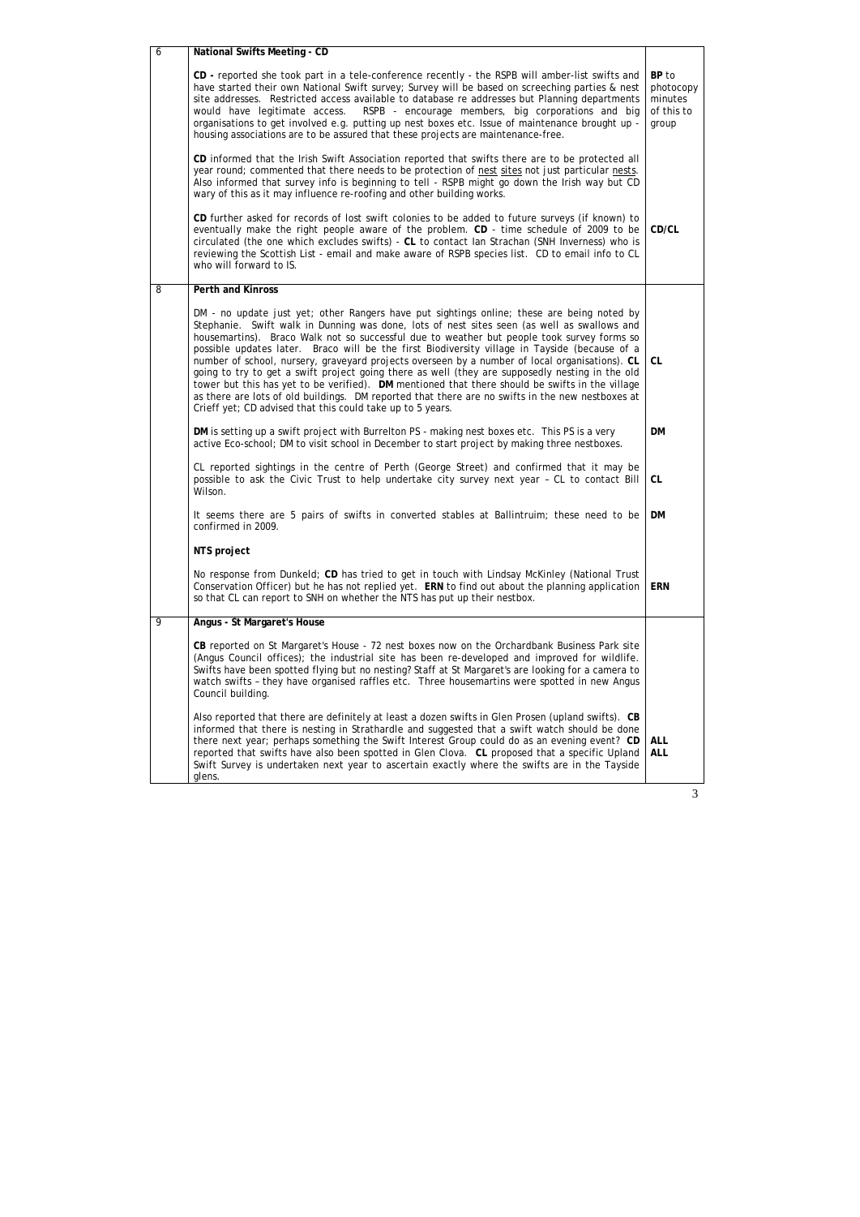| | | |
|---|---|---|
| 6 | **National Swifts Meeting - CD** | |
| | **CD -** reported she took part in a tele-conference recently - the RSPB will amber-list swifts and have started their own National Swift survey; Survey will be based on screeching parties & nest site addresses. Restricted access available to database re addresses but Planning departments would have legitimate access. RSPB - encourage members, big corporations and big organisations to get involved e.g. putting up nest boxes etc. Issue of maintenance brought up - housing associations are to be assured that these projects are maintenance-free. | **BP** to photocopy minutes of this to group |
| | **CD** informed that the Irish Swift Association reported that swifts there are to be protected all year round; commented that there needs to be protection of nest sites not just particular nests. Also informed that survey info is beginning to tell - RSPB might go down the Irish way but CD wary of this as it may influence re-roofing and other building works. | |
| | **CD** further asked for records of lost swift colonies to be added to future surveys (if known) to eventually make the right people aware of the problem. **CD** - time schedule of 2009 to be circulated (the one which excludes swifts) - **CL** to contact Ian Strachan (SNH Inverness) who is reviewing the Scottish List - email and make aware of RSPB species list. CD to email info to CL who will forward to IS. | **CD/CL** |
| 8 | **Perth and Kinross** | |
| | DM - no update just yet; other Rangers have put sightings online; these are being noted by Stephanie. Swift walk in Dunning was done, lots of nest sites seen (as well as swallows and housemartins). Braco Walk not so successful due to weather but people took survey forms so possible updates later. Braco will be the first Biodiversity village in Tayside (because of a number of school, nursery, graveyard projects overseen by a number of local organisations). **CL** going to try to get a swift project going there as well (they are supposedly nesting in the old tower but this has yet to be verified). **DM** mentioned that there should be swifts in the village as there are lots of old buildings. DM reported that there are no swifts in the new nestboxes at Crieff yet; CD advised that this could take up to 5 years. | **CL** |
| | **DM** is setting up a swift project with Burrelton PS - making nest boxes etc. This PS is a very active Eco-school; DM to visit school in December to start project by making three nestboxes. | **DM** |
| | CL reported sightings in the centre of Perth (George Street) and confirmed that it may be possible to ask the Civic Trust to help undertake city survey next year – CL to contact Bill Wilson. | **CL** |
| | It seems there are 5 pairs of swifts in converted stables at Ballintruim; these need to be confirmed in 2009. | **DM** |
| | **NTS project** | |
| | No response from Dunkeld; **CD** has tried to get in touch with Lindsay McKinley (National Trust Conservation Officer) but he has not replied yet. **ERN** to find out about the planning application so that CL can report to SNH on whether the NTS has put up their nestbox. | **ERN** |
| 9 | **Angus - St Margaret's House** | |
| | **CB** reported on St Margaret's House - 72 nest boxes now on the Orchardbank Business Park site (Angus Council offices); the industrial site has been re-developed and improved for wildlife. Swifts have been spotted flying but no nesting? Staff at St Margaret's are looking for a camera to watch swifts – they have organised raffles etc. Three housemartins were spotted in new Angus Council building. | |
| | Also reported that there are definitely at least a dozen swifts in Glen Prosen (upland swifts). **CB** informed that there is nesting in Strathardle and suggested that a swift watch should be done there next year; perhaps something the Swift Interest Group could do as an evening event? **CD** reported that swifts have also been spotted in Glen Clova. **CL** proposed that a specific Upland Swift Survey is undertaken next year to ascertain exactly where the swifts are in the Tayside glens. | **ALL** **ALL** |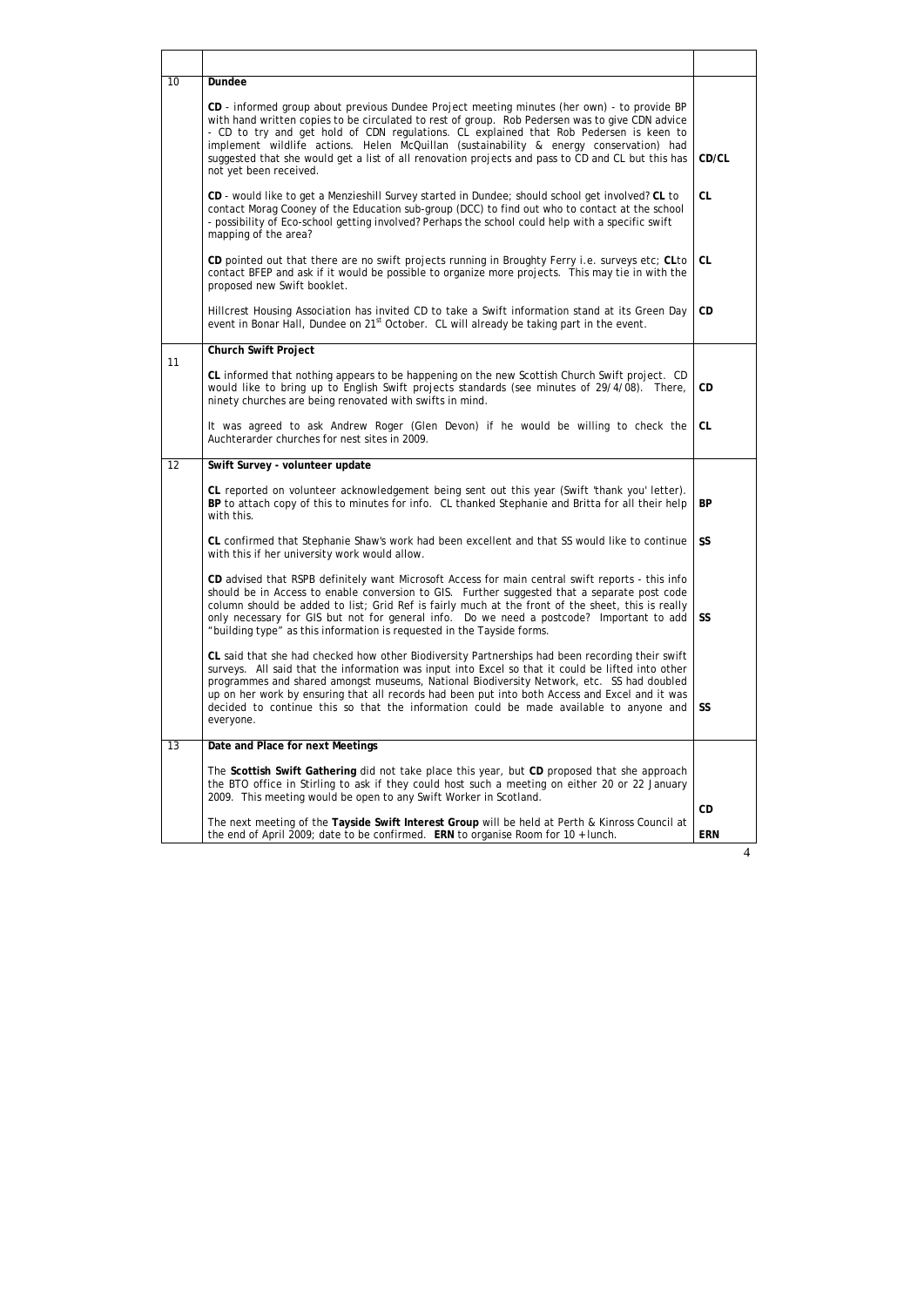| | | |
|---|---|---|
| 10 | **Dundee** | |
| | **CD** - informed group about previous Dundee Project meeting minutes (her own) - to provide BP with hand written copies to be circulated to rest of group. Rob Pedersen was to give CDN advice - CD to try and get hold of CDN regulations. CL explained that Rob Pedersen is keen to implement wildlife actions. Helen McQuillan (sustainability & energy conservation) had suggested that she would get a list of all renovation projects and pass to CD and CL but this has not yet been received. | **CD/CL** |
| | **CD** - would like to get a Menzieshill Survey started in Dundee; should school get involved? **CL** to contact Morag Cooney of the Education sub-group (DCC) to find out who to contact at the school - possibility of Eco-school getting involved? Perhaps the school could help with a specific swift mapping of the area? | **CL** |
| | **CD** pointed out that there are no swift projects running in Broughty Ferry i.e. surveys etc; **CL**to contact BFEP and ask if it would be possible to organize more projects. This may tie in with the proposed new Swift booklet. | **CL** |
| | Hillcrest Housing Association has invited CD to take a Swift information stand at its Green Day event in Bonar Hall, Dundee on 21st October. CL will already be taking part in the event. | **CD** |
| 11 | **Church Swift Project** | |
| | **CL** informed that nothing appears to be happening on the new Scottish Church Swift project. CD would like to bring up to English Swift projects standards (see minutes of 29/4/08). There, ninety churches are being renovated with swifts in mind. | **CD** |
| | It was agreed to ask Andrew Roger (Glen Devon) if he would be willing to check the Auchterarder churches for nest sites in 2009. | **CL** |
| 12 | **Swift Survey - volunteer update** | |
| | **CL** reported on volunteer acknowledgement being sent out this year (Swift 'thank you' letter). **BP** to attach copy of this to minutes for info. CL thanked Stephanie and Britta for all their help with this. | **BP** |
| | **CL** confirmed that Stephanie Shaw's work had been excellent and that SS would like to continue with this if her university work would allow. | **SS** |
| | **CD** advised that RSPB definitely want Microsoft Access for main central swift reports - this info should be in Access to enable conversion to GIS. Further suggested that a separate post code column should be added to list; Grid Ref is fairly much at the front of the sheet, this is really only necessary for GIS but not for general info. Do we need a postcode? Important to add "building type" as this information is requested in the Tayside forms. | **SS** |
| | **CL** said that she had checked how other Biodiversity Partnerships had been recording their swift surveys. All said that the information was input into Excel so that it could be lifted into other programmes and shared amongst museums, National Biodiversity Network, etc. SS had doubled up on her work by ensuring that all records had been put into both Access and Excel and it was decided to continue this so that the information could be made available to anyone and everyone. | **SS** |
| 13 | **Date and Place for next Meetings** | |
| | The **Scottish Swift Gathering** did not take place this year, but **CD** proposed that she approach the BTO office in Stirling to ask if they could host such a meeting on either 20 or 22 January 2009. This meeting would be open to any Swift Worker in Scotland. | **CD** |
| | The next meeting of the **Tayside Swift Interest Group** will be held at Perth & Kinross Council at the end of April 2009; date to be confirmed. **ERN** to organise Room for 10 + lunch. | **ERN** |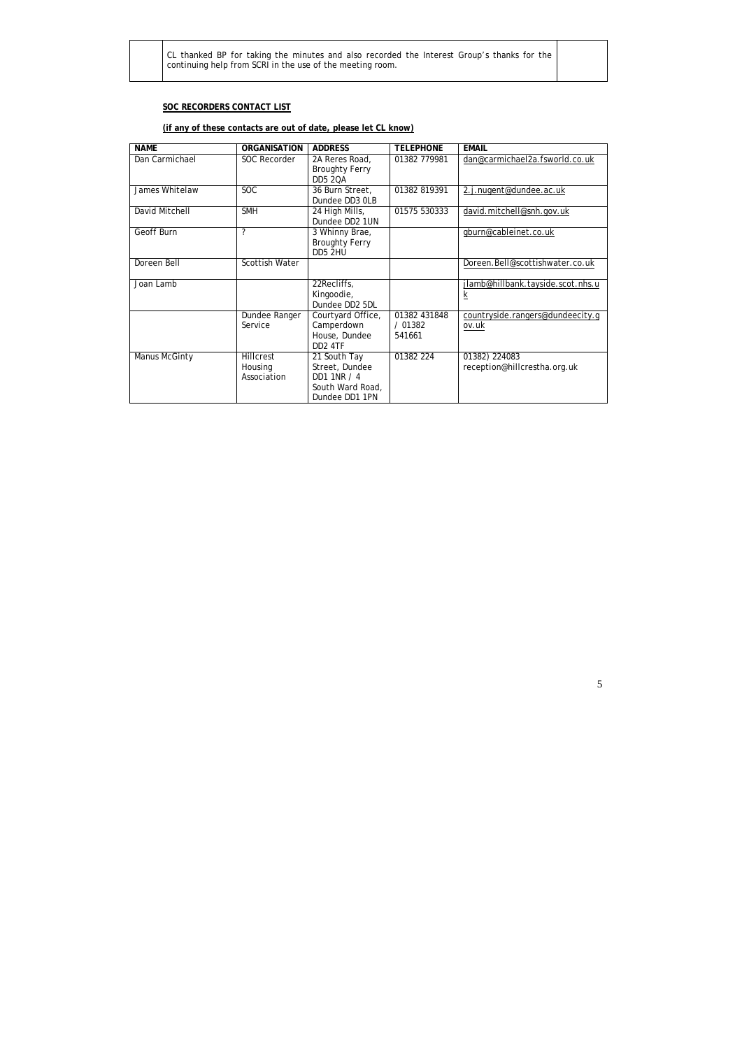| | | |
|---|---|---|
| | CL thanked BP for taking the minutes and also recorded the Interest Group's thanks for the continuing help from SCRI in the use of the meeting room. | |

**SOC RECORDERS CONTACT LIST**

**(if any of these contacts are out of date, please let CL know)**

| NAME | ORGANISATION | ADDRESS | TELEPHONE | EMAIL |
|---|---|---|---|---|
| Dan Carmichael | SOC Recorder | 2A Reres Road, Broughty Ferry DD5 2QA | 01382 779981 | dan@carmichael2a.fsworld.co.uk |
| James Whitelaw | SOC | 36 Burn Street, Dundee DD3 0LB | 01382 819391 | 2.j.nugent@dundee.ac.uk |
| David Mitchell | SMH | 24 High Mills, Dundee DD2 1UN | 01575 530333 | david.mitchell@snh.gov.uk |
| Geoff Burn | ? | 3 Whinny Brae, Broughty Ferry DD5 2HU | | gburn@cableinet.co.uk |
| Doreen Bell | Scottish Water | | | Doreen.Bell@scottishwater.co.uk |
| Joan Lamb | | 22Recliffs, Kingoodie, Dundee DD2 5DL | | jlamb@hillbank.tayside.scot.nhs.uk |
| | Dundee Ranger Service | Courtyard Office, Camperdown House, Dundee DD2 4TF | 01382 431848 / 01382 541661 | countryside.rangers@dundeecity.gov.uk |
| Manus McGinty | Hillcrest Housing Association | 21 South Tay Street, Dundee DD1 1NR / 4 South Ward Road, Dundee DD1 1PN | 01382 224 | 01382) 224083 reception@hillcrestha.org.uk |